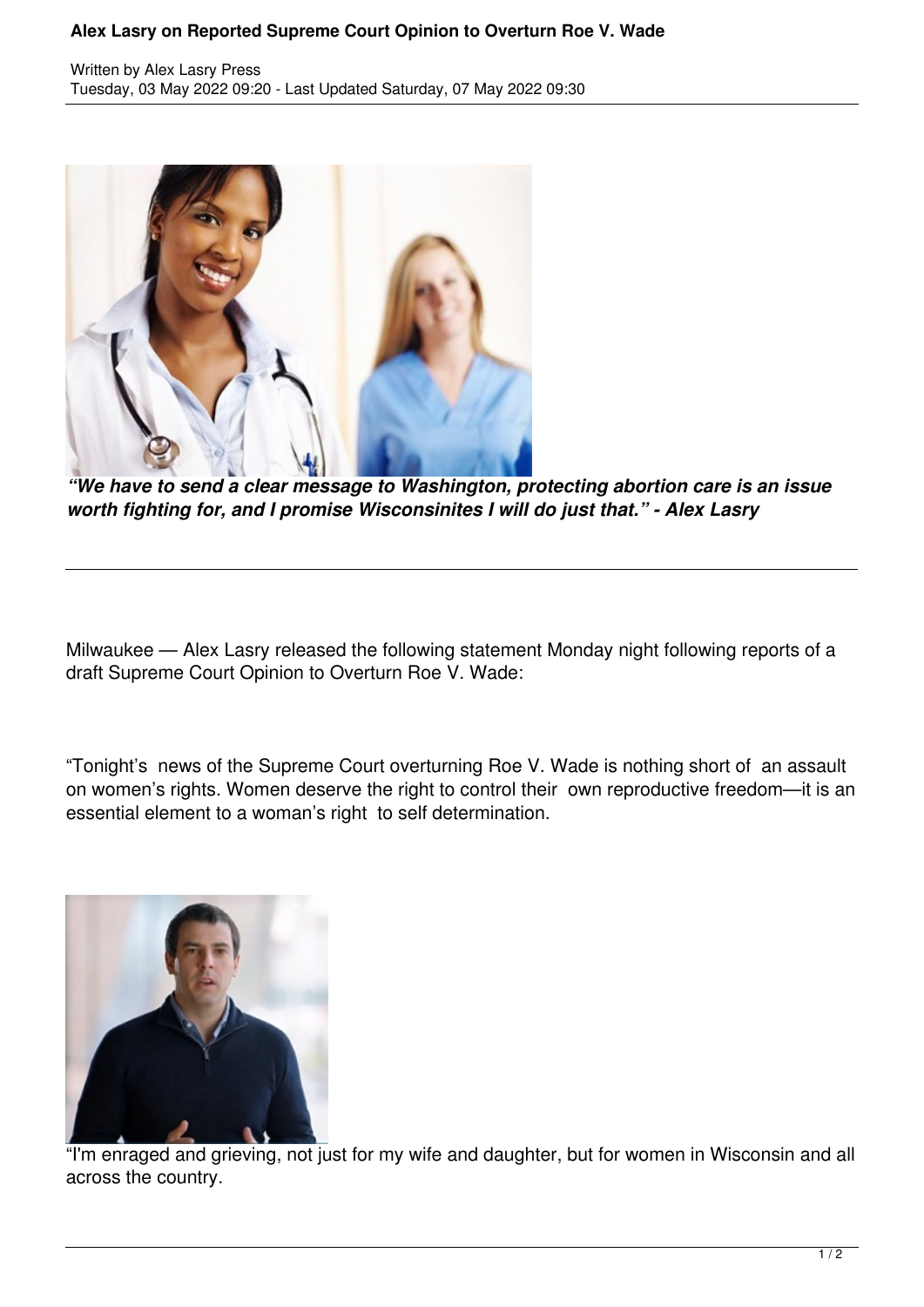# Alex Lasry on Reported Supreme Court Opinion to Overturn Roe V. Wade

Written by Alex Lasry Press
Tuesday, 03 May 2022 09:20 - Last Updated Saturday, 07 May 2022 09:30

***"We have to send a clear message to Washington, protecting abortion care is an issue worth fighting for, and I promise Wisconsinites I will do just that." - Alex Lasry***

---

Milwaukee — Alex Lasry released the following statement Monday night following reports of a draft Supreme Court Opinion to Overturn Roe V. Wade:

"Tonight's news of the Supreme Court overturning Roe V. Wade is nothing short of an assault on women's rights. Women deserve the right to control their own reproductive freedom—it is an essential element to a woman's right to self determination.

"I'm enraged and grieving, not just for my wife and daughter, but for women in Wisconsin and all across the country.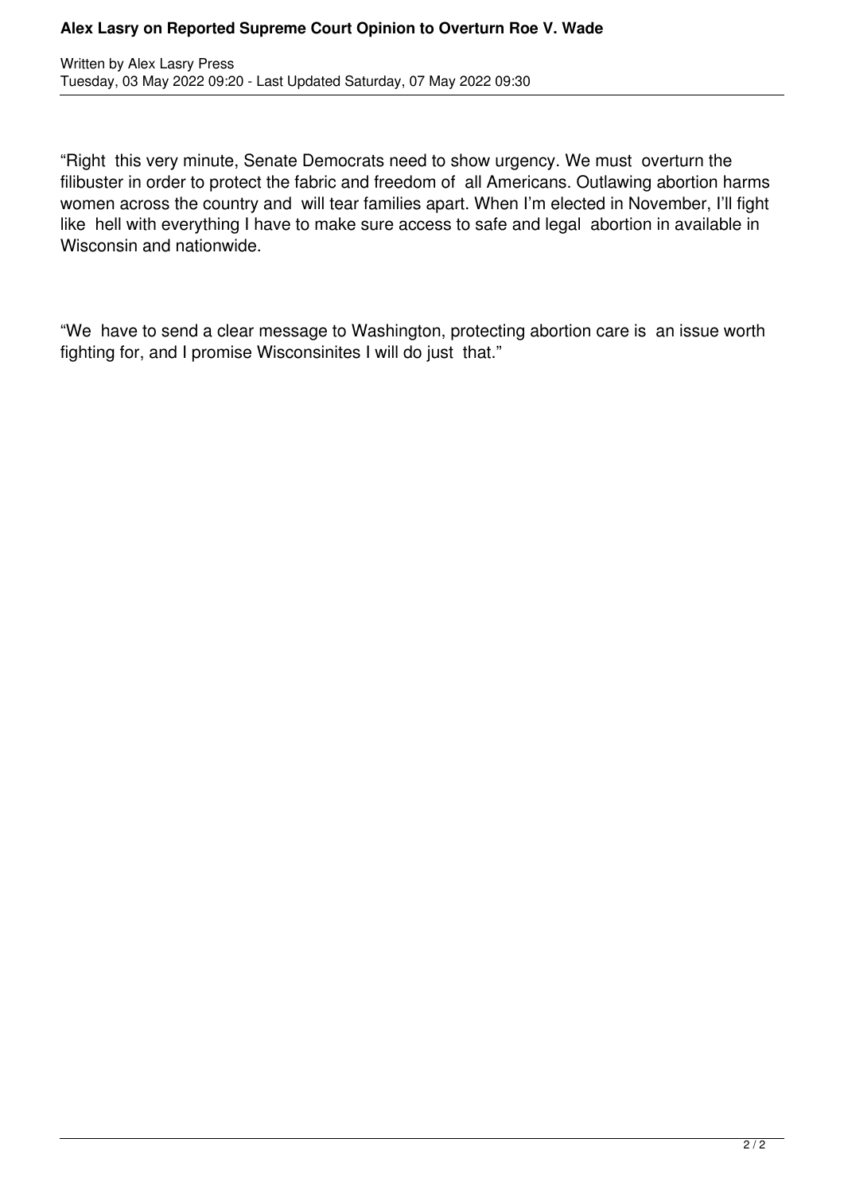"Right this very minute, Senate Democrats need to show urgency. We must overturn the filibuster in order to protect the fabric and freedom of all Americans. Outlawing abortion harms women across the country and will tear families apart. When I'm elected in November, I'll fight like hell with everything I have to make sure access to safe and legal abortion in available in Wisconsin and nationwide.

"We have to send a clear message to Washington, protecting abortion care is an issue worth fighting for, and I promise Wisconsinites I will do just that."